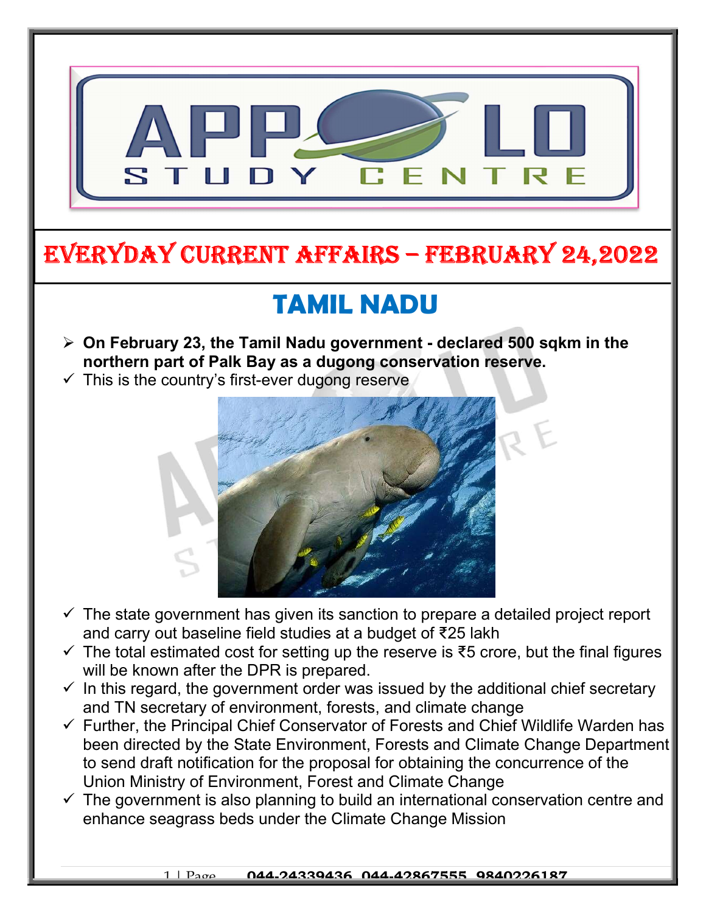# EVERYDAY CURRENT AFFAIRS – FEBRUARY 24,2022

## TAMIL NADU

- **On February 23, the Tamil Nadu government - declared 500 sqkm in the northern part of Palk Bay as a dugong conservation reserve.**
  - This is the country's first-ever dugong reserve
  - The state government has given its sanction to prepare a detailed project report and carry out baseline field studies at a budget of ₹25 lakh
  - The total estimated cost for setting up the reserve is ₹5 crore, but the final figures will be known after the DPR is prepared.
  - In this regard, the government order was issued by the additional chief secretary and TN secretary of environment, forests, and climate change
  - Further, the Principal Chief Conservator of Forests and Chief Wildlife Warden has been directed by the State Environment, Forests and Climate Change Department to send draft notification for the proposal for obtaining the concurrence of the Union Ministry of Environment, Forest and Climate Change
  - The government is also planning to build an international conservation centre and enhance seagrass beds under the Climate Change Mission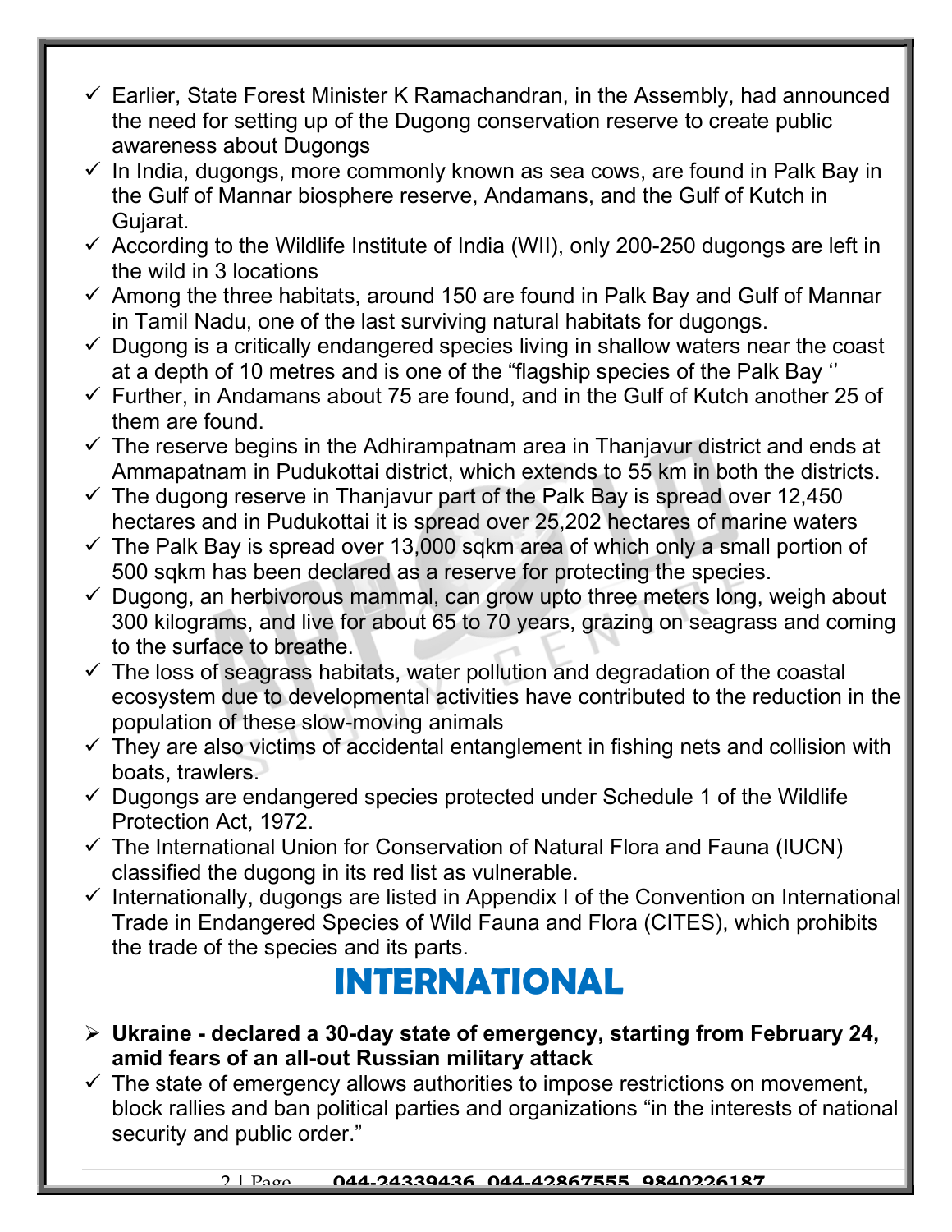- ✓ Earlier, State Forest Minister K Ramachandran, in the Assembly, had announced the need for setting up of the Dugong conservation reserve to create public awareness about Dugongs
- ✓ In India, dugongs, more commonly known as sea cows, are found in Palk Bay in the Gulf of Mannar biosphere reserve, Andamans, and the Gulf of Kutch in Gujarat.
- ✓ According to the Wildlife Institute of India (WII), only 200-250 dugongs are left in the wild in 3 locations
- ✓ Among the three habitats, around 150 are found in Palk Bay and Gulf of Mannar in Tamil Nadu, one of the last surviving natural habitats for dugongs.
- ✓ Dugong is a critically endangered species living in shallow waters near the coast at a depth of 10 metres and is one of the "flagship species of the Palk Bay ''
- ✓ Further, in Andamans about 75 are found, and in the Gulf of Kutch another 25 of them are found.
- ✓ The reserve begins in the Adhirampatnam area in Thanjavur district and ends at Ammapatnam in Pudukottai district, which extends to 55 km in both the districts.
- ✓ The dugong reserve in Thanjavur part of the Palk Bay is spread over 12,450 hectares and in Pudukottai it is spread over 25,202 hectares of marine waters
- ✓ The Palk Bay is spread over 13,000 sqkm area of which only a small portion of 500 sqkm has been declared as a reserve for protecting the species.
- ✓ Dugong, an herbivorous mammal, can grow upto three meters long, weigh about 300 kilograms, and live for about 65 to 70 years, grazing on seagrass and coming to the surface to breathe.
- ✓ The loss of seagrass habitats, water pollution and degradation of the coastal ecosystem due to developmental activities have contributed to the reduction in the population of these slow-moving animals
- ✓ They are also victims of accidental entanglement in fishing nets and collision with boats, trawlers.
- ✓ Dugongs are endangered species protected under Schedule 1 of the Wildlife Protection Act, 1972.
- ✓ The International Union for Conservation of Natural Flora and Fauna (IUCN) classified the dugong in its red list as vulnerable.
- ✓ Internationally, dugongs are listed in Appendix I of the Convention on International Trade in Endangered Species of Wild Fauna and Flora (CITES), which prohibits the trade of the species and its parts.

# INTERNATIONAL

- ➢ **Ukraine - declared a 30-day state of emergency, starting from February 24, amid fears of an all-out Russian military attack**
- ✓ The state of emergency allows authorities to impose restrictions on movement, block rallies and ban political parties and organizations "in the interests of national security and public order."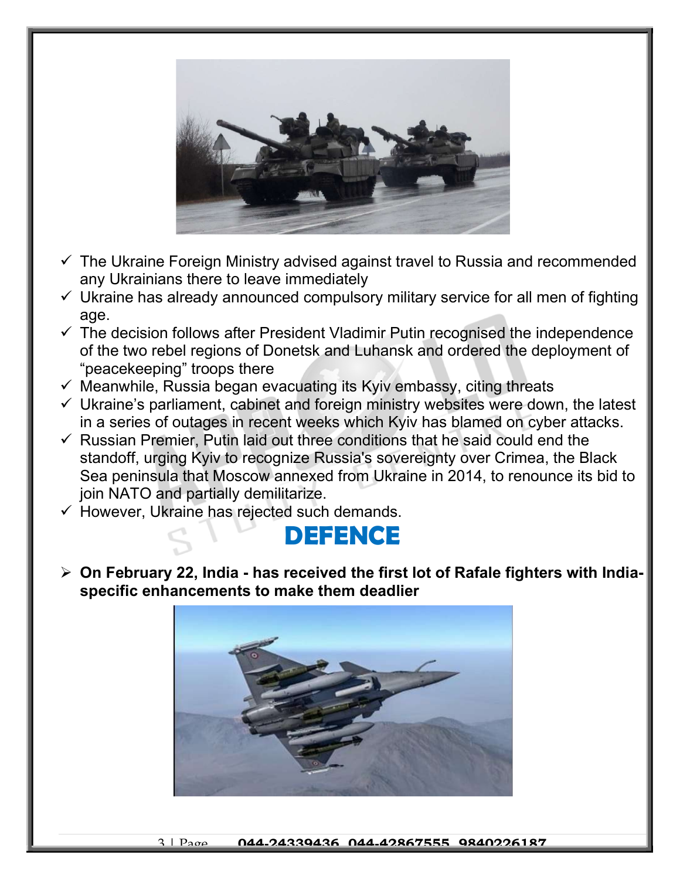- ✓ The Ukraine Foreign Ministry advised against travel to Russia and recommended any Ukrainians there to leave immediately
- ✓ Ukraine has already announced compulsory military service for all men of fighting age.
- ✓ The decision follows after President Vladimir Putin recognised the independence of the two rebel regions of Donetsk and Luhansk and ordered the deployment of "peacekeeping" troops there
- ✓ Meanwhile, Russia began evacuating its Kyiv embassy, citing threats
- ✓ Ukraine's parliament, cabinet and foreign ministry websites were down, the latest in a series of outages in recent weeks which Kyiv has blamed on cyber attacks.
- ✓ Russian Premier, Putin laid out three conditions that he said could end the standoff, urging Kyiv to recognize Russia's sovereignty over Crimea, the Black Sea peninsula that Moscow annexed from Ukraine in 2014, to renounce its bid to join NATO and partially demilitarize.
- ✓ However, Ukraine has rejected such demands.

## DEFENCE

- **On February 22, India - has received the first lot of Rafale fighters with India-specific enhancements to make them deadlier**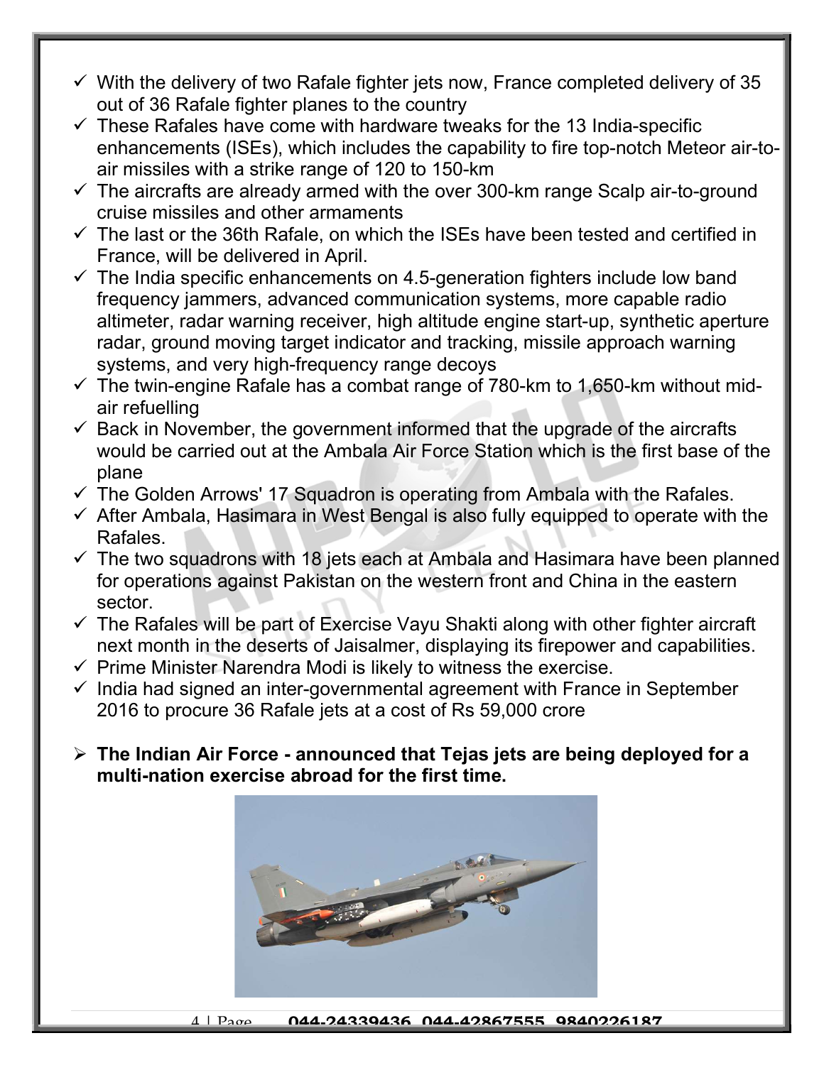- With the delivery of two Rafale fighter jets now, France completed delivery of 35 out of 36 Rafale fighter planes to the country
- These Rafales have come with hardware tweaks for the 13 India-specific enhancements (ISEs), which includes the capability to fire top-notch Meteor air-to-air missiles with a strike range of 120 to 150-km
- The aircrafts are already armed with the over 300-km range Scalp air-to-ground cruise missiles and other armaments
- The last or the 36th Rafale, on which the ISEs have been tested and certified in France, will be delivered in April.
- The India specific enhancements on 4.5-generation fighters include low band frequency jammers, advanced communication systems, more capable radio altimeter, radar warning receiver, high altitude engine start-up, synthetic aperture radar, ground moving target indicator and tracking, missile approach warning systems, and very high-frequency range decoys
- The twin-engine Rafale has a combat range of 780-km to 1,650-km without mid-air refuelling
- Back in November, the government informed that the upgrade of the aircrafts would be carried out at the Ambala Air Force Station which is the first base of the plane
- The Golden Arrows' 17 Squadron is operating from Ambala with the Rafales.
- After Ambala, Hasimara in West Bengal is also fully equipped to operate with the Rafales.
- The two squadrons with 18 jets each at Ambala and Hasimara have been planned for operations against Pakistan on the western front and China in the eastern sector.
- The Rafales will be part of Exercise Vayu Shakti along with other fighter aircraft next month in the deserts of Jaisalmer, displaying its firepower and capabilities.
- Prime Minister Narendra Modi is likely to witness the exercise.
- India had signed an inter-governmental agreement with France in September 2016 to procure 36 Rafale jets at a cost of Rs 59,000 crore

- **The Indian Air Force - announced that Tejas jets are being deployed for a multi-nation exercise abroad for the first time.**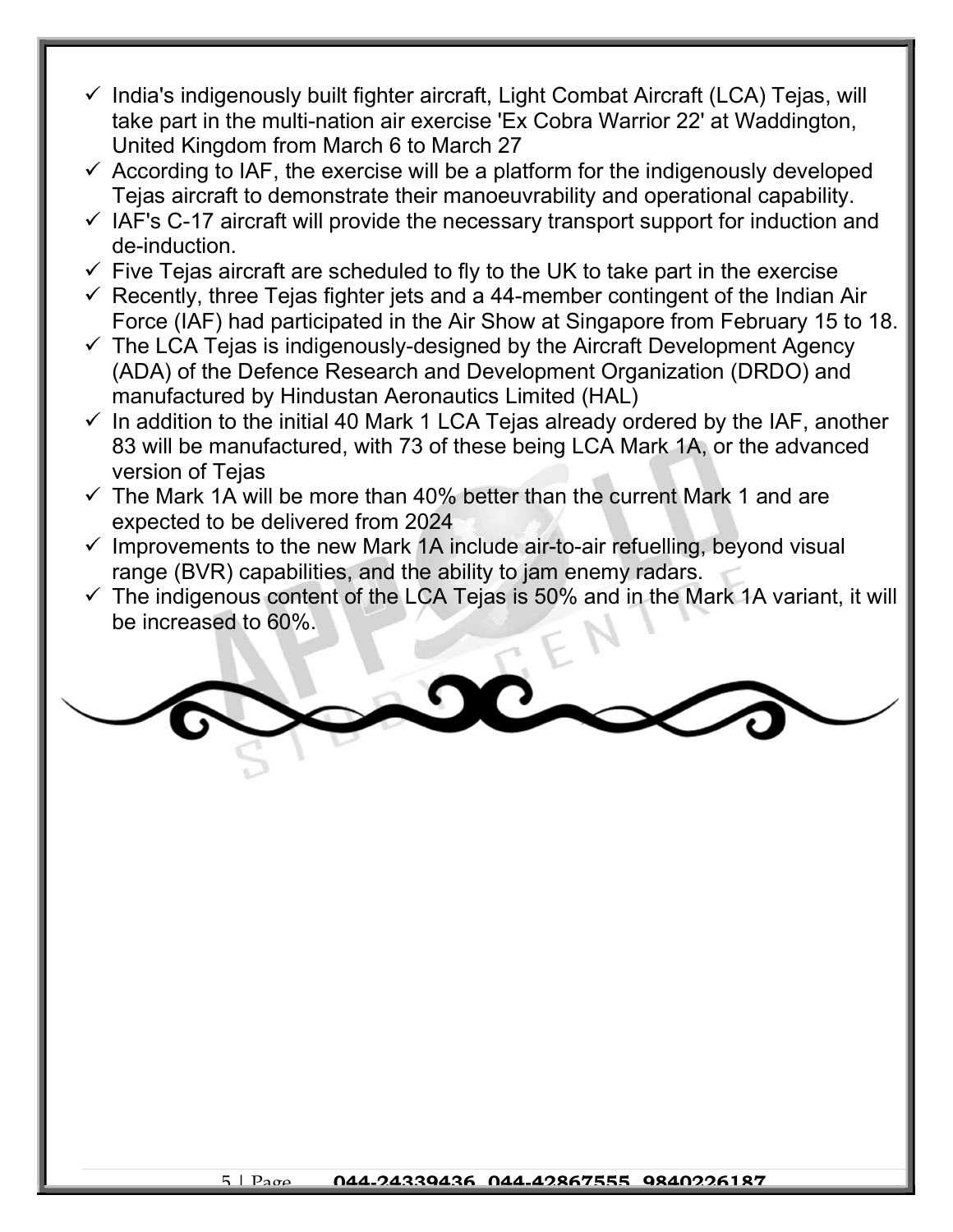- India's indigenously built fighter aircraft, Light Combat Aircraft (LCA) Tejas, will take part in the multi-nation air exercise 'Ex Cobra Warrior 22' at Waddington, United Kingdom from March 6 to March 27
- According to IAF, the exercise will be a platform for the indigenously developed Tejas aircraft to demonstrate their manoeuvrability and operational capability.
- IAF's C-17 aircraft will provide the necessary transport support for induction and de-induction.
- Five Tejas aircraft are scheduled to fly to the UK to take part in the exercise
- Recently, three Tejas fighter jets and a 44-member contingent of the Indian Air Force (IAF) had participated in the Air Show at Singapore from February 15 to 18.
- The LCA Tejas is indigenously-designed by the Aircraft Development Agency (ADA) of the Defence Research and Development Organization (DRDO) and manufactured by Hindustan Aeronautics Limited (HAL)
- In addition to the initial 40 Mark 1 LCA Tejas already ordered by the IAF, another 83 will be manufactured, with 73 of these being LCA Mark 1A, or the advanced version of Tejas
- The Mark 1A will be more than 40% better than the current Mark 1 and are expected to be delivered from 2024
- Improvements to the new Mark 1A include air-to-air refuelling, beyond visual range (BVR) capabilities, and the ability to jam enemy radars.
- The indigenous content of the LCA Tejas is 50% and in the Mark 1A variant, it will be increased to 60%.